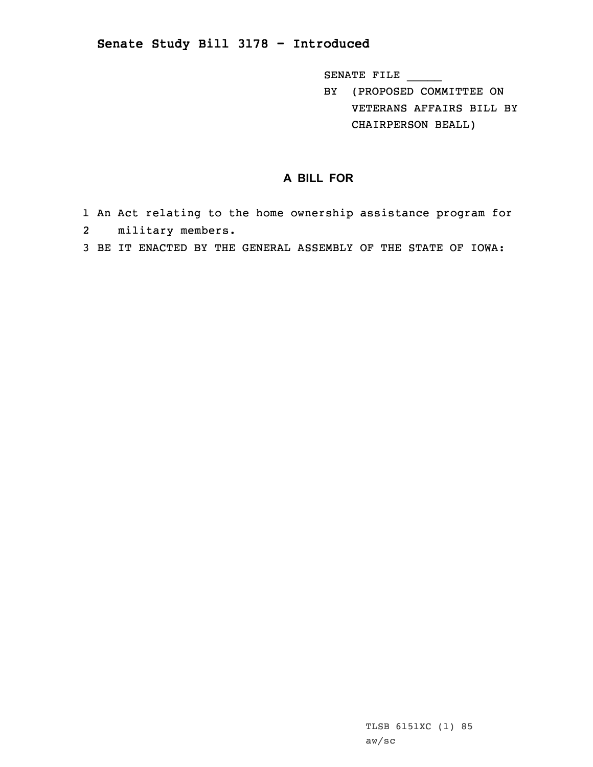# Senate Study Bill 3178 - Introduced

SENATE FILE _____

BY (PROPOSED COMMITTEE ON VETERANS AFFAIRS BILL BY CHAIRPERSON BEALL)

## A BILL FOR

1 An Act relating to the home ownership assistance program for
2 military members.
3 BE IT ENACTED BY THE GENERAL ASSEMBLY OF THE STATE OF IOWA:

TLSB 6151XC (1) 85
aw/sc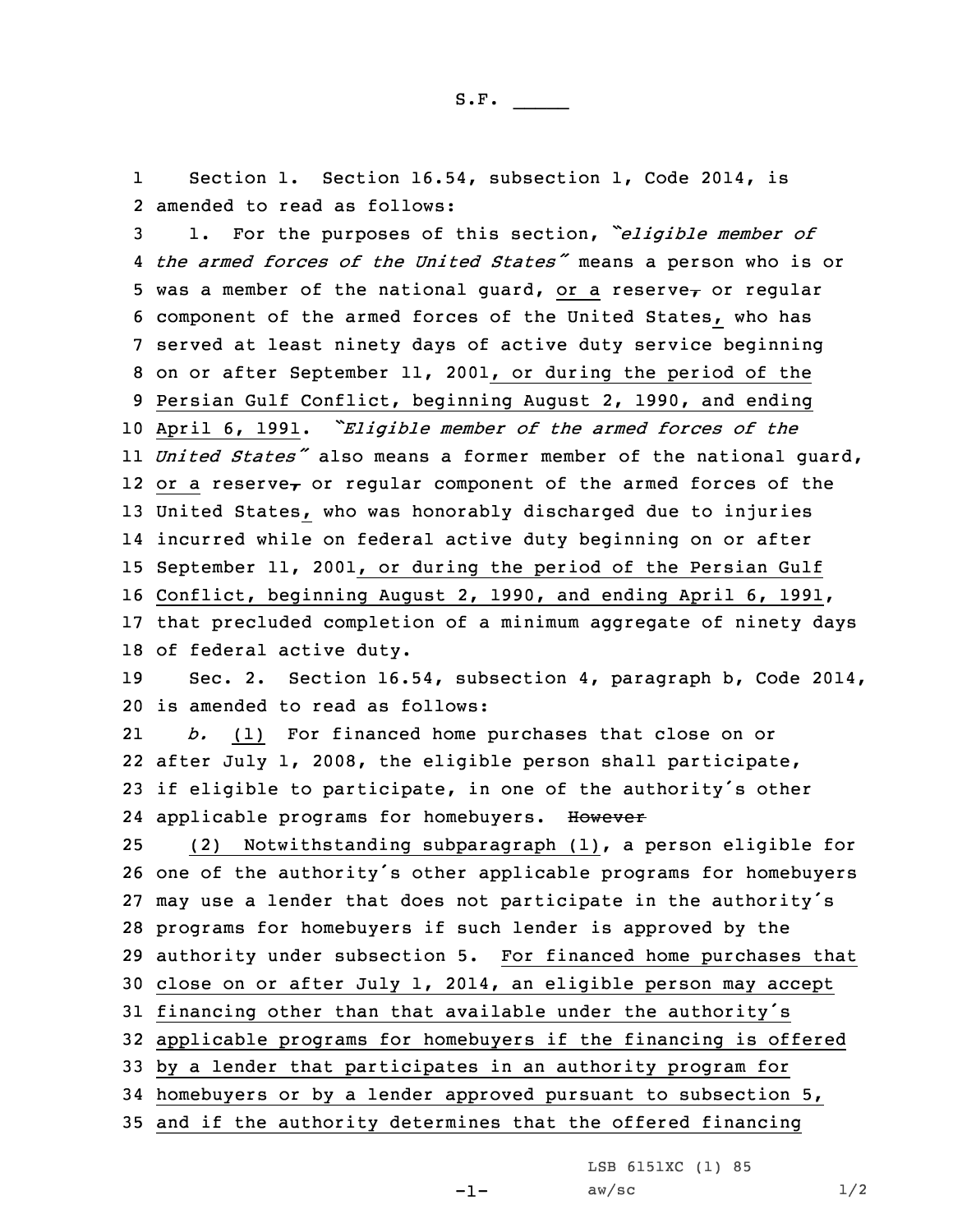Section 1. Section 16.54, subsection 1, Code 2014, is amended to read as follows:

1. For the purposes of this section, *"eligible member of the armed forces of the United States"* means a person who is or was a member of the national guard, or a reserve, or regular component of the armed forces of the United States, who has served at least ninety days of active duty service beginning on or after September 11, 2001, or during the period of the Persian Gulf Conflict, beginning August 2, 1990, and ending April 6, 1991. *"Eligible member of the armed forces of the United States"* also means a former member of the national guard, or a reserve, or regular component of the armed forces of the United States, who was honorably discharged due to injuries incurred while on federal active duty beginning on or after September 11, 2001, or during the period of the Persian Gulf Conflict, beginning August 2, 1990, and ending April 6, 1991, that precluded completion of a minimum aggregate of ninety days of federal active duty.

Sec. 2. Section 16.54, subsection 4, paragraph b, Code 2014, is amended to read as follows:

*b.* (1) For financed home purchases that close on or after July 1, 2008, the eligible person shall participate, if eligible to participate, in one of the authority's other applicable programs for homebuyers. ~~However~~

(2) Notwithstanding subparagraph (1), a person eligible for one of the authority's other applicable programs for homebuyers may use a lender that does not participate in the authority's programs for homebuyers if such lender is approved by the authority under subsection 5. For financed home purchases that close on or after July 1, 2014, an eligible person may accept financing other than that available under the authority's applicable programs for homebuyers if the financing is offered by a lender that participates in an authority program for homebuyers or by a lender approved pursuant to subsection 5, and if the authority determines that the offered financing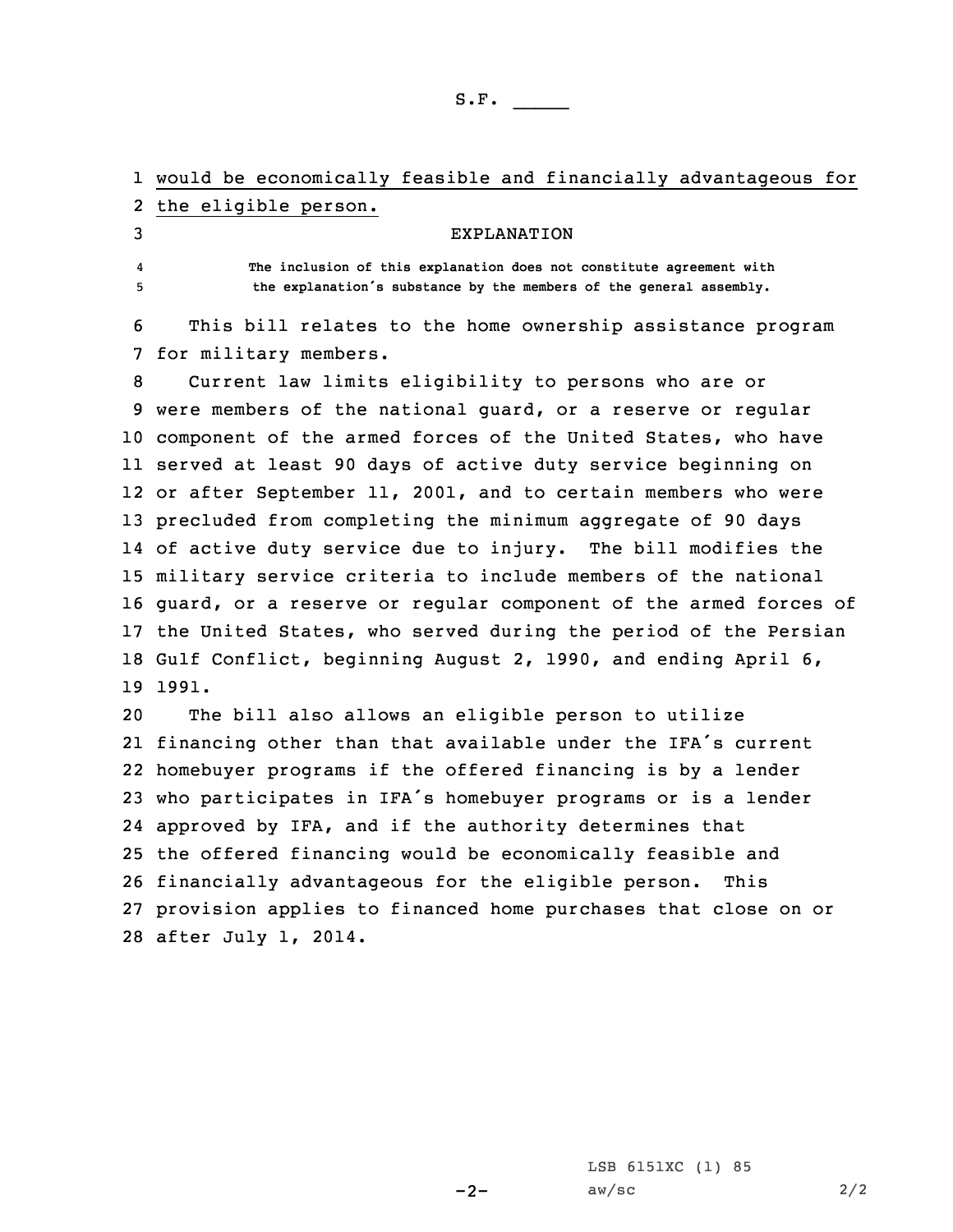would be economically feasible and financially advantageous for the eligible person.

EXPLANATION

The inclusion of this explanation does not constitute agreement with the explanation's substance by the members of the general assembly.

This bill relates to the home ownership assistance program for military members.

Current law limits eligibility to persons who are or were members of the national guard, or a reserve or regular component of the armed forces of the United States, who have served at least 90 days of active duty service beginning on or after September 11, 2001, and to certain members who were precluded from completing the minimum aggregate of 90 days of active duty service due to injury. The bill modifies the military service criteria to include members of the national guard, or a reserve or regular component of the armed forces of the United States, who served during the period of the Persian Gulf Conflict, beginning August 2, 1990, and ending April 6, 1991.

The bill also allows an eligible person to utilize financing other than that available under the IFA's current homebuyer programs if the offered financing is by a lender who participates in IFA's homebuyer programs or is a lender approved by IFA, and if the authority determines that the offered financing would be economically feasible and financially advantageous for the eligible person. This provision applies to financed home purchases that close on or after July 1, 2014.

LSB 6151XC (1) 85
aw/sc